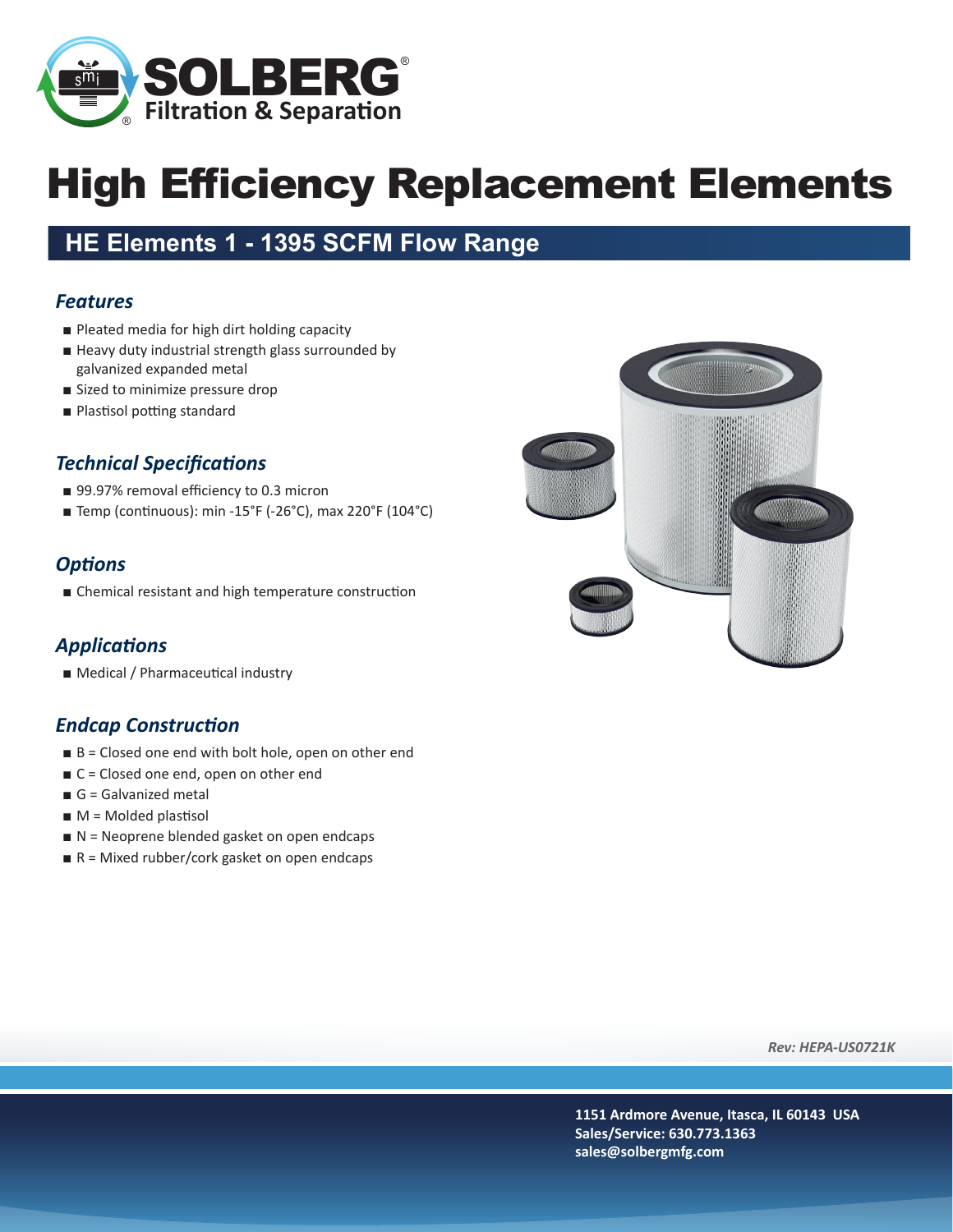SOLBERG®
Filtration & Separation

# High Efficiency Replacement Elements

## HE Elements 1 - 1395 SCFM Flow Range

### *Features*

- Pleated media for high dirt holding capacity
- Heavy duty industrial strength glass surrounded by galvanized expanded metal
- Sized to minimize pressure drop
- Plastisol potting standard

### *Technical Specifications*

- 99.97% removal efficiency to 0.3 micron
- Temp (continuous): min -15°F (-26°C), max 220°F (104°C)

### *Options*

- Chemical resistant and high temperature construction

### *Applications*

- Medical / Pharmaceutical industry

### *Endcap Construction*

- B = Closed one end with bolt hole, open on other end
- C = Closed one end, open on other end
- G = Galvanized metal
- M = Molded plastisol
- N = Neoprene blended gasket on open endcaps
- R = Mixed rubber/cork gasket on open endcaps

*Rev: HEPA-US0721K*

**1151 Ardmore Avenue, Itasca, IL 60143 USA**
**Sales/Service: 630.773.1363**
**sales@solbergmfg.com**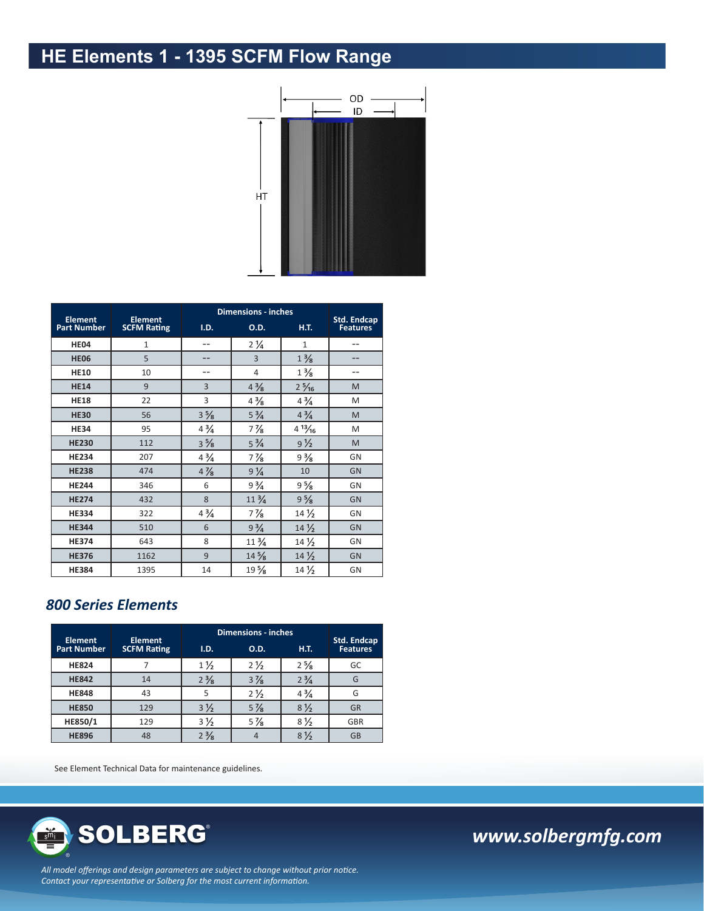# HE Elements 1 - 1395 SCFM Flow Range

OD
ID
HT

| Element Part Number | Element SCFM Rating | Dimensions - inches | | | Std. Endcap Features |
|---|---|---|---|---|---|
| | | I.D. | O.D. | H.T. | |
| **HE04** | 1 | -- | 2 ¼ | 1 | -- |
| **HE06** | 5 | -- | 3 | 1 ⅜ | -- |
| **HE10** | 10 | -- | 4 | 1 ⅜ | -- |
| **HE14** | 9 | 3 | 4 ⅜ | 2 5⁄16 | M |
| **HE18** | 22 | 3 | 4 ⅜ | 4 ¾ | M |
| **HE30** | 56 | 3 ⅝ | 5 ¾ | 4 ¾ | M |
| **HE34** | 95 | 4 ¾ | 7 ⅞ | 4 13⁄16 | M |
| **HE230** | 112 | 3 ⅝ | 5 ¾ | 9 ½ | M |
| **HE234** | 207 | 4 ¾ | 7 ⅞ | 9 ⅜ | GN |
| **HE238** | 474 | 4 ⅞ | 9 ¼ | 10 | GN |
| **HE244** | 346 | 6 | 9 ¾ | 9 ⅝ | GN |
| **HE274** | 432 | 8 | 11 ¾ | 9 ⅝ | GN |
| **HE334** | 322 | 4 ¾ | 7 ⅞ | 14 ½ | GN |
| **HE344** | 510 | 6 | 9 ¾ | 14 ½ | GN |
| **HE374** | 643 | 8 | 11 ¾ | 14 ½ | GN |
| **HE376** | 1162 | 9 | 14 ⅝ | 14 ½ | GN |
| **HE384** | 1395 | 14 | 19 ⅝ | 14 ½ | GN |

## *800 Series Elements*

| Element Part Number | Element SCFM Rating | Dimensions - inches | | | Std. Endcap Features |
|---|---|---|---|---|---|
| | | I.D. | O.D. | H.T. | |
| **HE824** | 7 | 1 ½ | 2 ½ | 2 ⅝ | GC |
| **HE842** | 14 | 2 ⅜ | 3 ⅞ | 2 ¾ | G |
| **HE848** | 43 | 5 | 2 ½ | 4 ¾ | G |
| **HE850** | 129 | 3 ½ | 5 ⅞ | 8 ½ | GR |
| **HE850/1** | 129 | 3 ½ | 5 ⅞ | 8 ½ | GBR |
| **HE896** | 48 | 2 ⅜ | 4 | 8 ½ | GB |

See Element Technical Data for maintenance guidelines.

SOLBERG®

***www.solbergmfg.com***

*All model offerings and design parameters are subject to change without prior notice.*
*Contact your representative or Solberg for the most current information.*